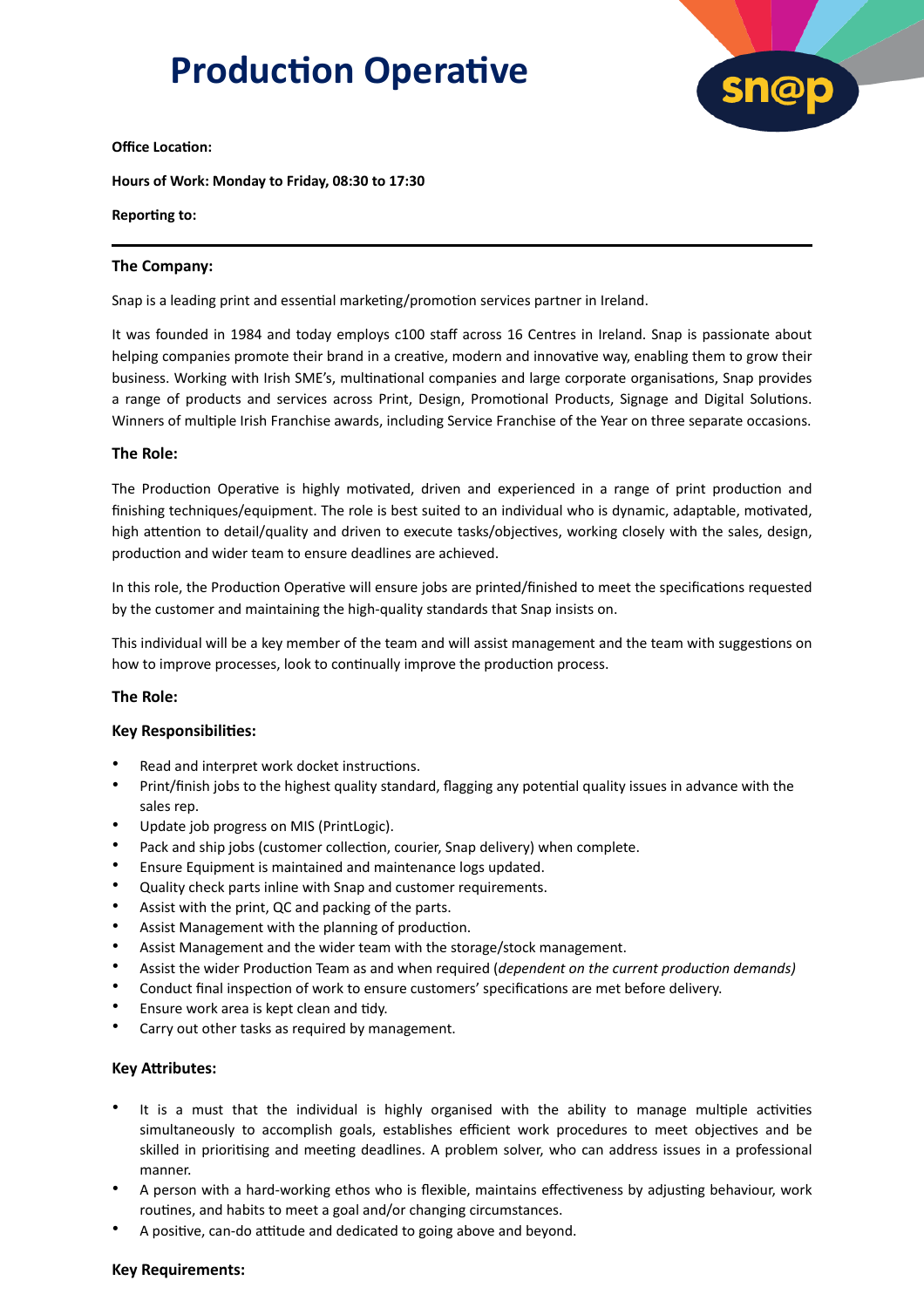# Production Operative

**Office Location:**

**Hours of Work: Monday to Friday, 08:30 to 17:30**

**Reporting to:**

---

### The Company:

Snap is a leading print and essential marketing/promotion services partner in Ireland.

It was founded in 1984 and today employs c100 staff across 16 Centres in Ireland. Snap is passionate about helping companies promote their brand in a creative, modern and innovative way, enabling them to grow their business. Working with Irish SME's, multinational companies and large corporate organisations, Snap provides a range of products and services across Print, Design, Promotional Products, Signage and Digital Solutions. Winners of multiple Irish Franchise awards, including Service Franchise of the Year on three separate occasions.

### The Role:

The Production Operative is highly motivated, driven and experienced in a range of print production and finishing techniques/equipment. The role is best suited to an individual who is dynamic, adaptable, motivated, high attention to detail/quality and driven to execute tasks/objectives, working closely with the sales, design, production and wider team to ensure deadlines are achieved.

In this role, the Production Operative will ensure jobs are printed/finished to meet the specifications requested by the customer and maintaining the high-quality standards that Snap insists on.

This individual will be a key member of the team and will assist management and the team with suggestions on how to improve processes, look to continually improve the production process.

### The Role:

### Key Responsibilities:

- Read and interpret work docket instructions.
- Print/finish jobs to the highest quality standard, flagging any potential quality issues in advance with the sales rep.
- Update job progress on MIS (PrintLogic).
- Pack and ship jobs (customer collection, courier, Snap delivery) when complete.
- Ensure Equipment is maintained and maintenance logs updated.
- Quality check parts inline with Snap and customer requirements.
- Assist with the print, QC and packing of the parts.
- Assist Management with the planning of production.
- Assist Management and the wider team with the storage/stock management.
- Assist the wider Production Team as and when required (*dependent on the current production demands)*
- Conduct final inspection of work to ensure customers' specifications are met before delivery.
- Ensure work area is kept clean and tidy.
- Carry out other tasks as required by management.

### Key Attributes:

- It is a must that the individual is highly organised with the ability to manage multiple activities simultaneously to accomplish goals, establishes efficient work procedures to meet objectives and be skilled in prioritising and meeting deadlines. A problem solver, who can address issues in a professional manner.
- A person with a hard-working ethos who is flexible, maintains effectiveness by adjusting behaviour, work routines, and habits to meet a goal and/or changing circumstances.
- A positive, can-do attitude and dedicated to going above and beyond.

### Key Requirements: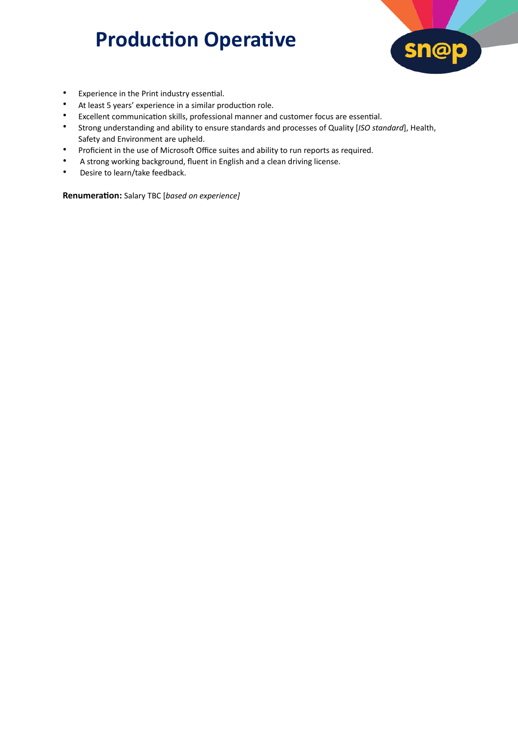# Production Operative

- Experience in the Print industry essential.
- At least 5 years' experience in a similar production role.
- Excellent communication skills, professional manner and customer focus are essential.
- Strong understanding and ability to ensure standards and processes of Quality [*ISO standard*], Health, Safety and Environment are upheld.
- Proficient in the use of Microsoft Office suites and ability to run reports as required.
- A strong working background, fluent in English and a clean driving license.
- Desire to learn/take feedback.

**Renumeration:** Salary TBC [*based on experience]*